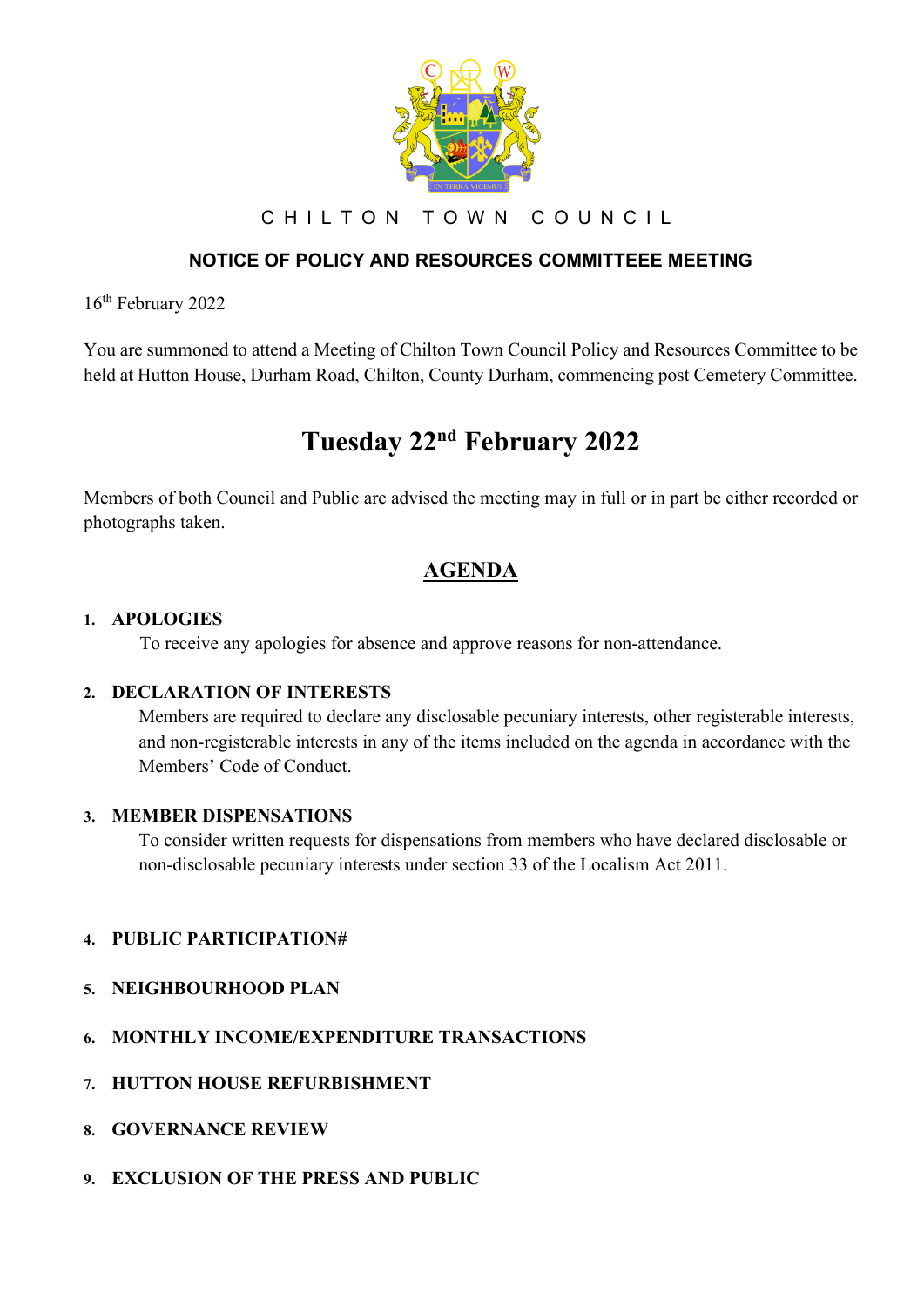# C H I L T O N   T O W N   C O U N C I L

## NOTICE OF POLICY AND RESOURCES COMMITTEEE MEETING

16th February 2022

You are summoned to attend a Meeting of Chilton Town Council Policy and Resources Committee to be held at Hutton House, Durham Road, Chilton, County Durham, commencing post Cemetery Committee.

# Tuesday 22nd February 2022

Members of both Council and Public are advised the meeting may in full or in part be either recorded or photographs taken.

## AGENDA

1. **APOLOGIES**
   To receive any apologies for absence and approve reasons for non-attendance.

2. **DECLARATION OF INTERESTS**
   Members are required to declare any disclosable pecuniary interests, other registerable interests, and non-registerable interests in any of the items included on the agenda in accordance with the Members' Code of Conduct.

3. **MEMBER DISPENSATIONS**
   To consider written requests for dispensations from members who have declared disclosable or non-disclosable pecuniary interests under section 33 of the Localism Act 2011.

4. **PUBLIC PARTICIPATION#**

5. **NEIGHBOURHOOD PLAN**

6. **MONTHLY INCOME/EXPENDITURE TRANSACTIONS**

7. **HUTTON HOUSE REFURBISHMENT**

8. **GOVERNANCE REVIEW**

9. **EXCLUSION OF THE PRESS AND PUBLIC**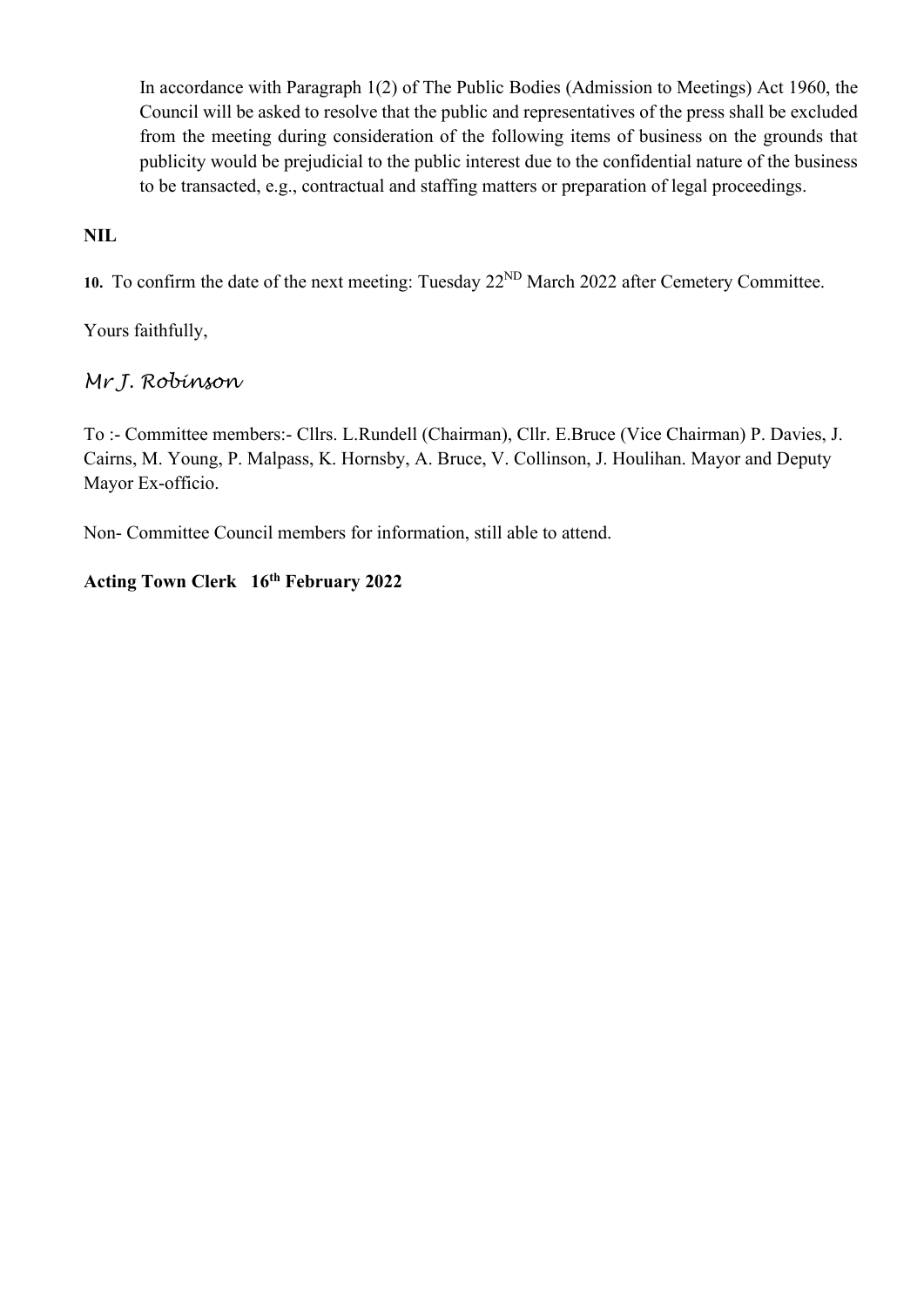In accordance with Paragraph 1(2) of The Public Bodies (Admission to Meetings) Act 1960, the Council will be asked to resolve that the public and representatives of the press shall be excluded from the meeting during consideration of the following items of business on the grounds that publicity would be prejudicial to the public interest due to the confidential nature of the business to be transacted, e.g., contractual and staffing matters or preparation of legal proceedings.

**NIL**

**10.** To confirm the date of the next meeting: Tuesday 22ND March 2022 after Cemetery Committee.

Yours faithfully,

*Mr J. Robinson*

To :- Committee members:- Cllrs. L.Rundell (Chairman), Cllr. E.Bruce (Vice Chairman) P. Davies, J. Cairns, M. Young, P. Malpass, K. Hornsby, A. Bruce, V. Collinson, J. Houlihan. Mayor and Deputy Mayor Ex-officio.

Non- Committee Council members for information, still able to attend.

**Acting Town Clerk 16th February 2022**